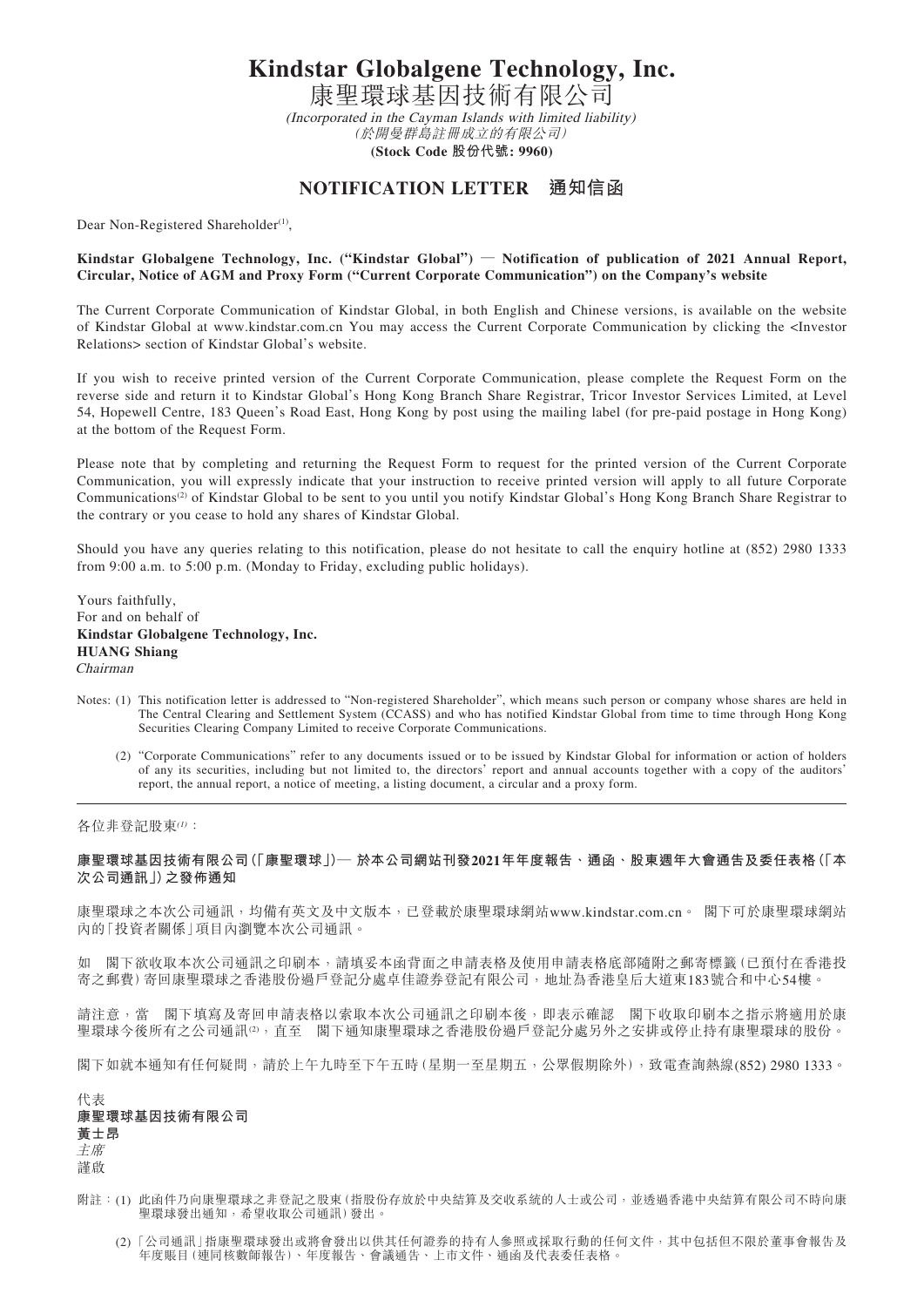# Kindstar Globalgene Technology, Inc.

# 康聖環球基因技術有限公司

*(Incorporated in the Cayman Islands with limited liability)*
*(於開曼群島註冊成立的有限公司)*
**(Stock Code 股份代號: 9960)**

## NOTIFICATION LETTER 通知信函

Dear Non-Registered Shareholder[1],

**Kindstar Globalgene Technology, Inc. ("Kindstar Global") — Notification of publication of 2021 Annual Report, Circular, Notice of AGM and Proxy Form ("Current Corporate Communication") on the Company's website**

The Current Corporate Communication of Kindstar Global, in both English and Chinese versions, is available on the website of Kindstar Global at www.kindstar.com.cn You may access the Current Corporate Communication by clicking the <Investor Relations> section of Kindstar Global's website.

If you wish to receive printed version of the Current Corporate Communication, please complete the Request Form on the reverse side and return it to Kindstar Global's Hong Kong Branch Share Registrar, Tricor Investor Services Limited, at Level 54, Hopewell Centre, 183 Queen's Road East, Hong Kong by post using the mailing label (for pre-paid postage in Hong Kong) at the bottom of the Request Form.

Please note that by completing and returning the Request Form to request for the printed version of the Current Corporate Communication, you will expressly indicate that your instruction to receive printed version will apply to all future Corporate Communications[2] of Kindstar Global to be sent to you until you notify Kindstar Global's Hong Kong Branch Share Registrar to the contrary or you cease to hold any shares of Kindstar Global.

Should you have any queries relating to this notification, please do not hesitate to call the enquiry hotline at (852) 2980 1333 from 9:00 a.m. to 5:00 p.m. (Monday to Friday, excluding public holidays).

Yours faithfully,
For and on behalf of
**Kindstar Globalgene Technology, Inc.**
**HUANG Shiang**
*Chairman*

Notes: (1) This notification letter is addressed to "Non-registered Shareholder", which means such person or company whose shares are held in The Central Clearing and Settlement System (CCASS) and who has notified Kindstar Global from time to time through Hong Kong Securities Clearing Company Limited to receive Corporate Communications.

(2) "Corporate Communications" refer to any documents issued or to be issued by Kindstar Global for information or action of holders of any its securities, including but not limited to, the directors' report and annual accounts together with a copy of the auditors' report, the annual report, a notice of meeting, a listing document, a circular and a proxy form.

---

各位非登記股東[1]：

**康聖環球基因技術有限公司(「康聖環球」)— 於本公司網站刊發2021年年度報告、通函、股東週年大會通告及委任表格(「本次公司通訊」)之發佈通知**

康聖環球之本次公司通訊，均備有英文及中文版本，已登載於康聖環球網站www.kindstar.com.cn。閣下可於康聖環球網站內的「投資者關係」項目內瀏覽本次公司通訊。

如閣下欲收取本次公司通訊之印刷本，請填妥本函背面之申請表格及使用申請表格底部隨附之郵寄標籤(已預付在香港投寄之郵費)寄回康聖環球之香港股份過戶登記分處卓佳證券登記有限公司，地址為香港皇后大道東183號合和中心54樓。

請注意，當閣下填寫及寄回申請表格以索取本次公司通訊之印刷本後，即表示確認閣下收取印刷本之指示將適用於康聖環球今後所有之公司通訊[2]，直至閣下通知康聖環球之香港股份過戶登記分處另外之安排或停止持有康聖環球的股份。

閣下如就本通知有任何疑問，請於上午九時至下午五時(星期一至星期五，公眾假期除外)，致電查詢熱線(852) 2980 1333。

代表
**康聖環球基因技術有限公司**
**黃士昂**
*主席*
謹啟

附註：(1) 此函件乃向康聖環球之非登記之股東(指股份存放於中央結算及交收系統的人士或公司，並透過香港中央結算有限公司不時向康聖環球發出通知，希望收取公司通訊)發出。

(2) 「公司通訊」指康聖環球發出或將會發出以供其任何證券的持有人參照或採取行動的任何文件，其中包括但不限於董事會報告及年度賬目(連同核數師報告)、年度報告、會議通告、上市文件、通函及代表委任表格。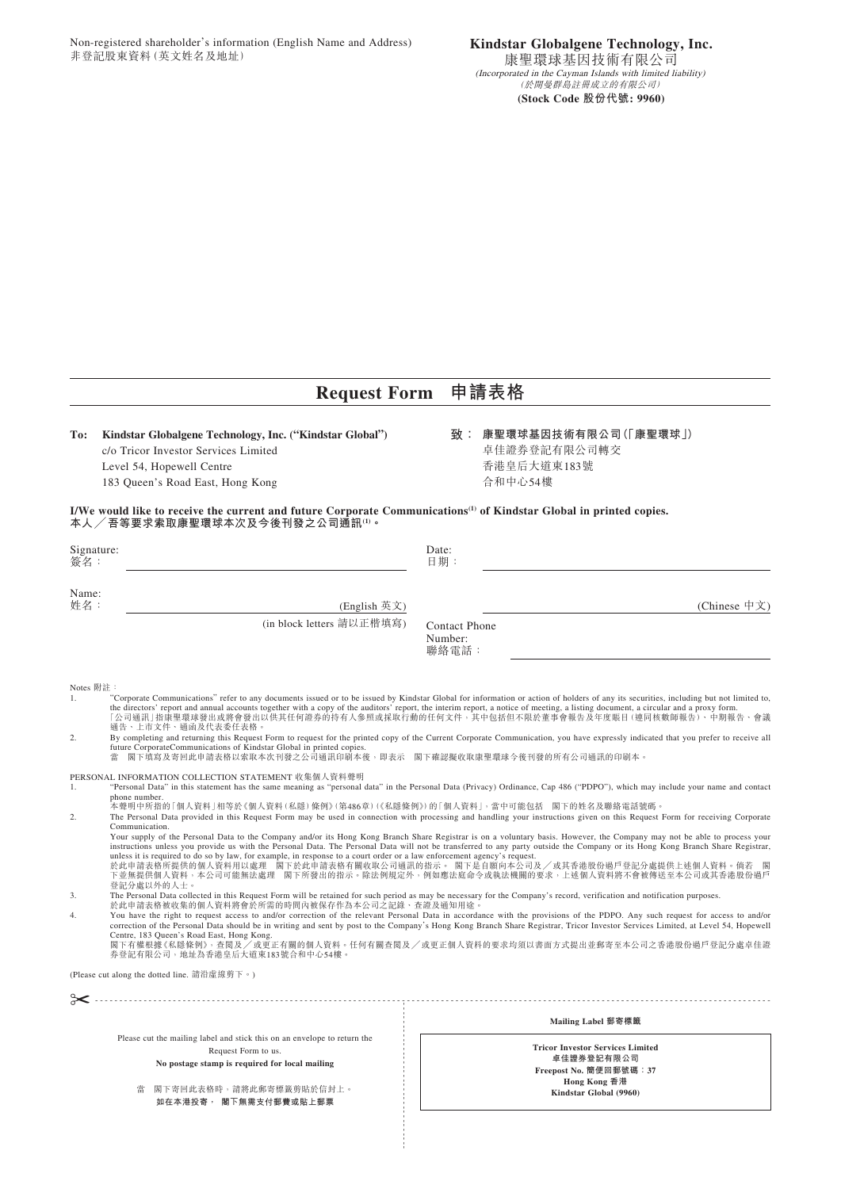Non-registered shareholder's information (English Name and Address)
非登記股東資料(英文姓名及地址)

**Kindstar Globalgene Technology, Inc.**
康聖環球基因技術有限公司
*(Incorporated in the Cayman Islands with limited liability)*
*(於開曼群島註冊成立的有限公司)*
**(Stock Code 股份代號: 9960)**

# Request Form 申請表格

**To: Kindstar Globalgene Technology, Inc. ("Kindstar Global")**
c/o Tricor Investor Services Limited
Level 54, Hopewell Centre
183 Queen's Road East, Hong Kong

**致： 康聖環球基因技術有限公司(「康聖環球」)**
卓佳證券登記有限公司轉交
香港皇后大道東183號
合和中心54樓

**I/We would like to receive the current and future Corporate Communications[1] of Kindstar Global in printed copies.**
**本人／吾等要求索取康聖環球本次及今後刊發之公司通訊[1]。**

Signature:
簽名：

Date:
日期：

Name:
姓名： (English 英文) (Chinese 中文)
(in block letters 請以正楷填寫)

Contact Phone Number:
聯絡電話：

Notes 附註：

1. "Corporate Communications" refer to any documents issued or to be issued by Kindstar Global for information or action of holders of any its securities, including but not limited to, the directors' report and annual accounts together with a copy of the auditors' report, the interim report, a notice of meeting, a listing document, a circular and a proxy form.
「公司通訊」指康聖環球發出或將會發出以供其任何證券的持有人參照或採取行動的任何文件，其中包括但不限於董事會報告及年度賬目(連同核數師報告)、中期報告、會議通告、上市文件、通函及代表委任表格。
2. By completing and returning this Request Form to request for the printed copy of the Current Corporate Communication, you have expressly indicated that you prefer to receive all future CorporateCommunications of Kindstar Global in printed copies.
當 閣下填寫及寄回此申請表格以索取本次刊發之公司通訊印刷本後，即表示 閣下確認擬收取康聖環球今後刊發的所有公司通訊的印刷本。

PERSONAL INFORMATION COLLECTION STATEMENT 收集個人資料聲明

1. "Personal Data" in this statement has the same meaning as "personal data" in the Personal Data (Privacy) Ordinance, Cap 486 ("PDPO"), which may include your name and contact phone number.
本聲明中所指的「個人資料」相等於《個人資料(私隱)條例》(第486章)(《私隱條例》)的「個人資料」，當中可能包括 閣下的姓名及聯絡電話號碼。
2. The Personal Data provided in this Request Form may be used in connection with processing and handling your instructions given on this Request Form for receiving Corporate Communication.
Your supply of the Personal Data to the Company and/or its Hong Kong Branch Share Registrar is on a voluntary basis. However, the Company may not be able to process your instructions unless you provide us with the Personal Data. The Personal Data will not be transferred to any party outside the Company or its Hong Kong Branch Share Registrar, unless it is required to do so by law, for example, in response to a court order or a law enforcement agency's request.
於此申請表格所提供的個人資料用以處理 閣下於此申請表格有關收取公司通訊的指示。 閣下是自願向本公司及／或其香港股份過戶登記分處提供上述個人資料。倘若 閣下並無提供個人資料，本公司可能無法處理 閣下所發出的指示。除法例規定外，例如應法庭命令或執法機關的要求，上述個人資料將不會被傳送至本公司或其香港股份過戶登記分處以外的人士。
3. The Personal Data collected in this Request Form will be retained for such period as may be necessary for the Company's record, verification and notification purposes.
於此申請表格被收集的個人資料將會於所需的時間內被保存作為本公司之記錄、查證及通知用途。
4. You have the right to request access to and/or correction of the relevant Personal Data in accordance with the provisions of the PDPO. Any such request for access to and/or correction of the Personal Data should be in writing and sent by post to the Company's Hong Kong Branch Share Registrar, Tricor Investor Services Limited, at Level 54, Hopewell Centre, 183 Queen's Road East, Hong Kong.
閣下有權根據《私隱條例》，查閱及／或更正有關的個人資料。任何有關查閱及／或更正個人資料的要求均須以書面方式提出並郵寄至本公司之香港股份過戶登記分處卓佳證券登記有限公司，地址為香港皇后大道東183號合和中心54樓。

(Please cut along the dotted line. 請沿虛線剪下。)

Please cut the mailing label and stick this on an envelope to return the Request Form to us.
**No postage stamp is required for local mailing**

當 閣下寄回此表格時，請將此郵寄標籤剪貼於信封上。
**如在本港投寄， 閣下無需支付郵費或貼上郵票**

**Mailing Label 郵寄標籤**

**Tricor Investor Services Limited**
**卓佳證券登記有限公司**
**Freepost No. 簡便回郵號碼：37**
**Hong Kong 香港**
**Kindstar Global (9960)**